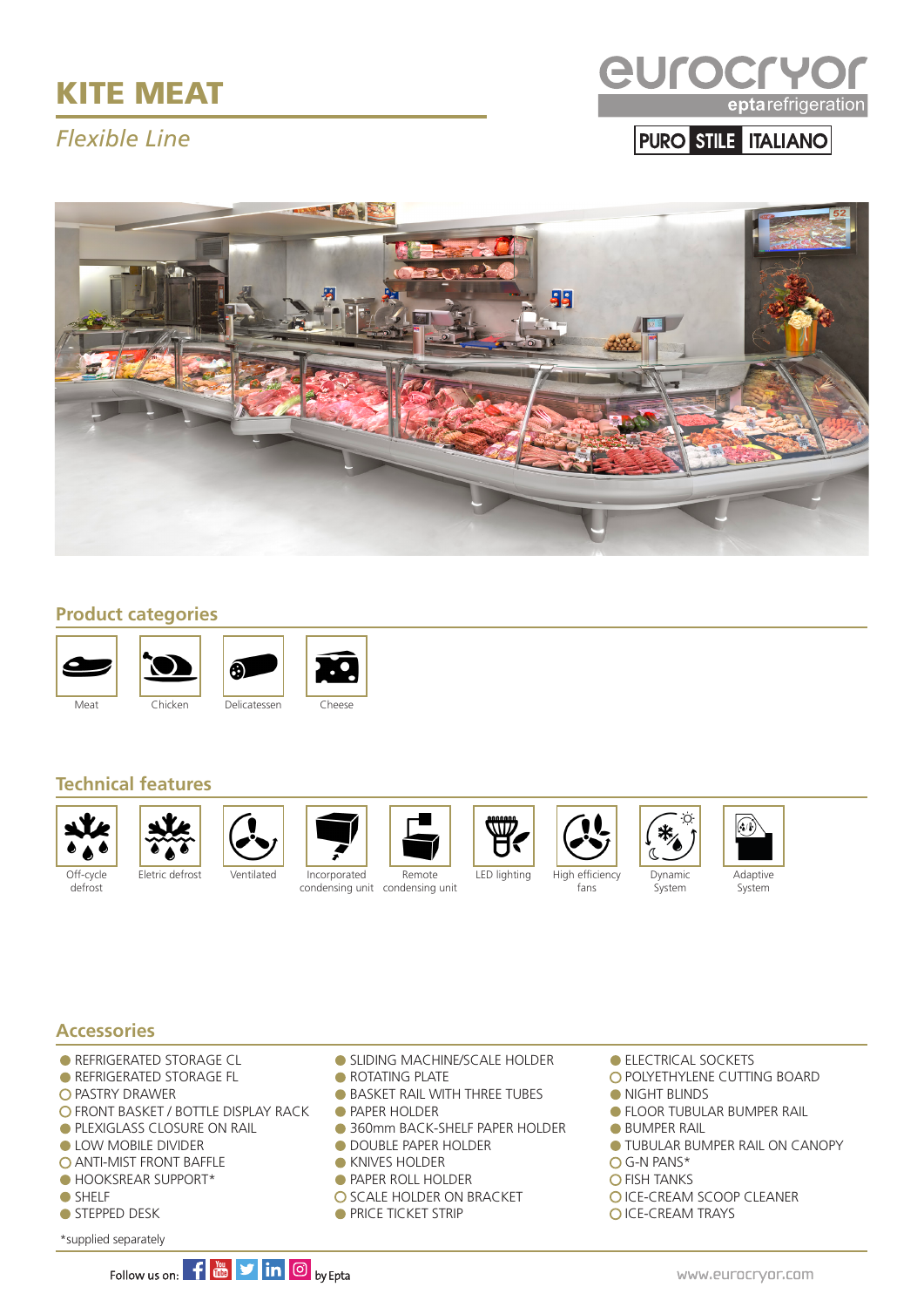# KITE MEAT

*Flexible Line*

eurocryor
eptarefrigeration

PURO STILE ITALIANO

## Product categories

- Meat
- Chicken
- Delicatessen
- Cheese

## Technical features

- Off-cycle defrost
- Eletric defrost
- Ventilated
- Incorporated condensing unit
- Remote condensing unit
- LED lighting
- High efficiency fans
- Dynamic System
- Adaptive System

## Accessories

- ● REFRIGERATED STORAGE CL
- ● REFRIGERATED STORAGE FL
- ○ PASTRY DRAWER
- ○ FRONT BASKET / BOTTLE DISPLAY RACK
- ● PLEXIGLASS CLOSURE ON RAIL
- ● LOW MOBILE DIVIDER
- ○ ANTI-MIST FRONT BAFFLE
- ● HOOKSREAR SUPPORT*
- ● SHELF
- ● STEPPED DESK
- ● SLIDING MACHINE/SCALE HOLDER
- ● ROTATING PLATE
- ● BASKET RAIL WITH THREE TUBES
- ● PAPER HOLDER
- ● 360mm BACK-SHELF PAPER HOLDER
- ● DOUBLE PAPER HOLDER
- ● KNIVES HOLDER
- ● PAPER ROLL HOLDER
- ○ SCALE HOLDER ON BRACKET
- ● PRICE TICKET STRIP
- ● ELECTRICAL SOCKETS
- ○ POLYETHYLENE CUTTING BOARD
- ● NIGHT BLINDS
- ● FLOOR TUBULAR BUMPER RAIL
- ● BUMPER RAIL
- ● TUBULAR BUMPER RAIL ON CANOPY
- ○ G-N PANS*
- ○ FISH TANKS
- ○ ICE-CREAM SCOOP CLEANER
- ○ ICE-CREAM TRAYS

*supplied separately

Follow us on: by Epta

www.eurocryor.com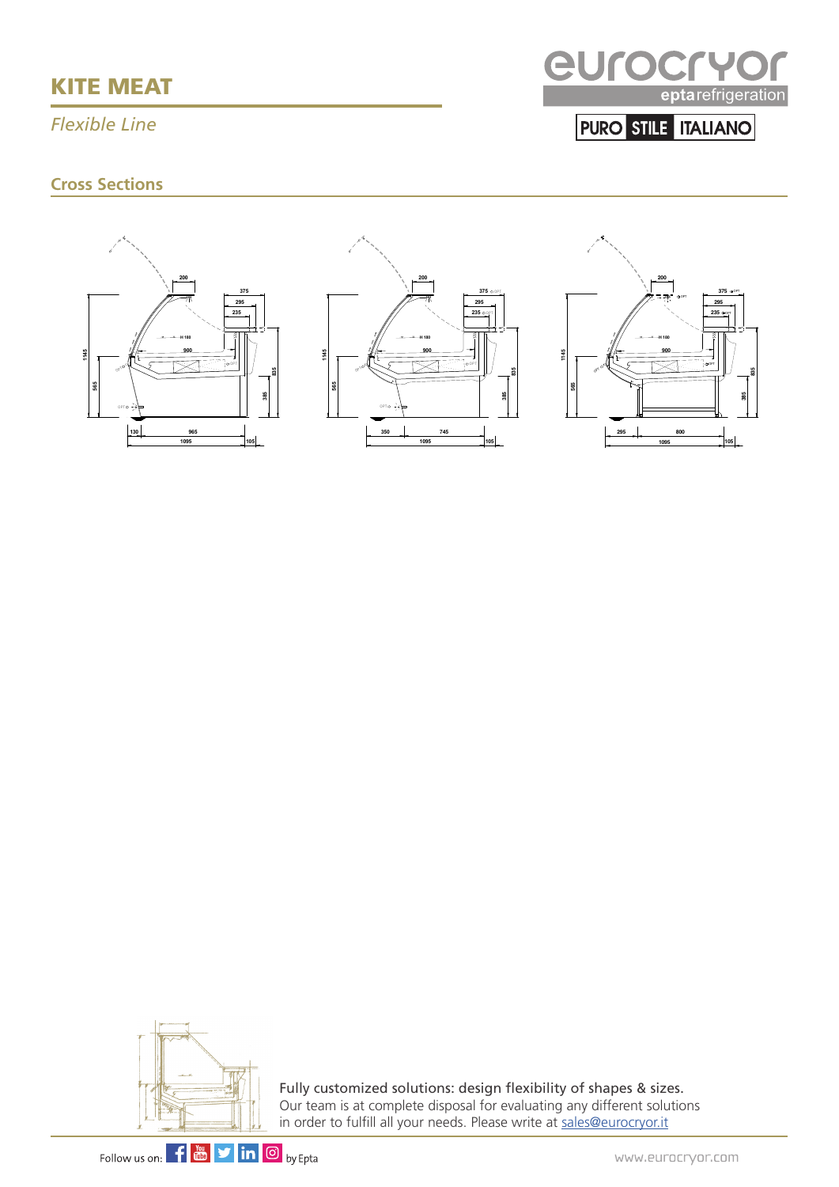# KITE MEAT

*Flexible Line*

eurocryor
eptarefrigeration

PURO STILE ITALIANO

## Cross Sections

200
375
295
235
H 180
900
1145
565
835
385
130
965
1095
105

200
375
295
235
H 180
900
1145
565
835
385
350
745
1095
105

200
375
295
235
H 180
900
1145
565
835
385
295
800
1095
105

Fully customized solutions: design flexibility of shapes & sizes.
Our team is at complete disposal for evaluating any different solutions in order to fulfill all your needs. Please write at sales@eurocryor.it

Follow us on: by Epta

www.eurocryor.com